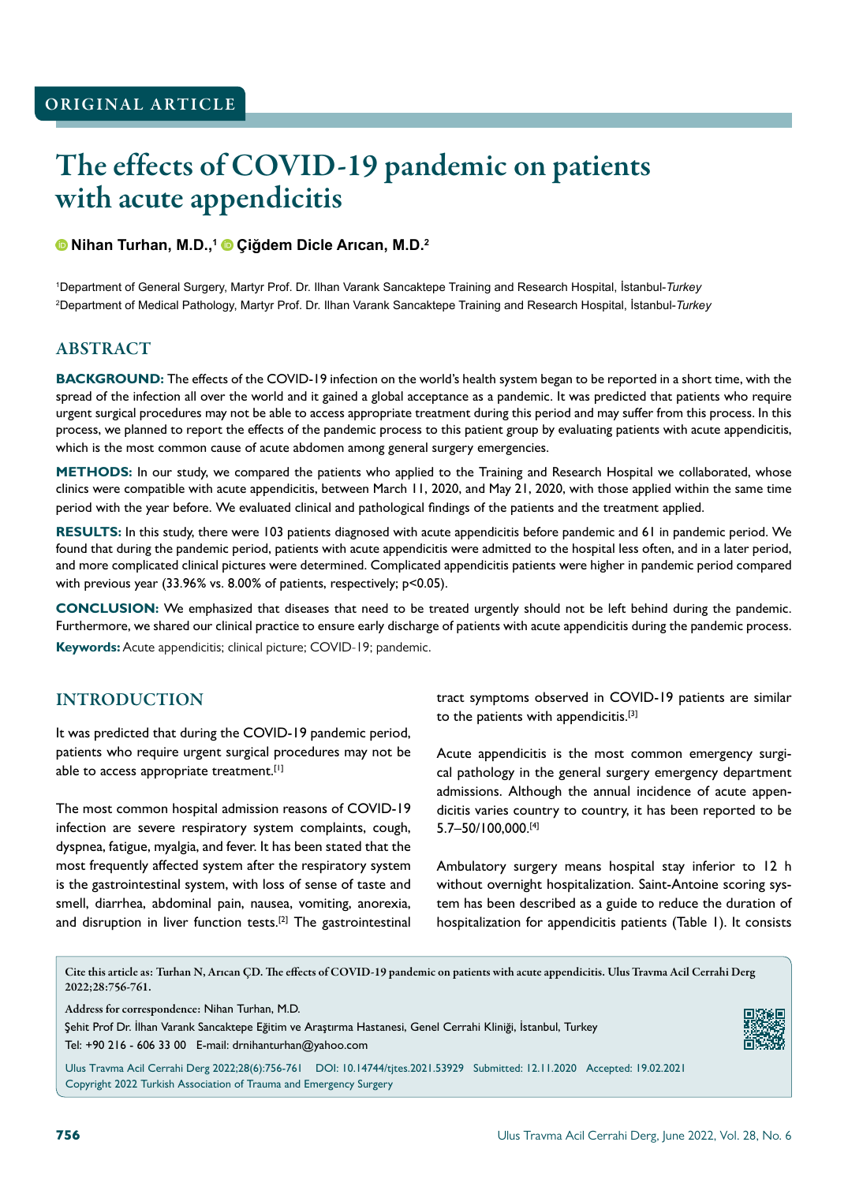ORIGINAL ARTICLE

# The effects of COVID-19 pandemic on patients with acute appendicitis

**Nihan Turhan, M.D.,[1] Çiğdem Dicle Arıcan, M.D.[2]**

[1]Department of General Surgery, Martyr Prof. Dr. Ilhan Varank Sancaktepe Training and Research Hospital, İstanbul-*Turkey*
[2]Department of Medical Pathology, Martyr Prof. Dr. Ilhan Varank Sancaktepe Training and Research Hospital, İstanbul-*Turkey*

## ABSTRACT

**BACKGROUND:** The effects of the COVID-19 infection on the world's health system began to be reported in a short time, with the spread of the infection all over the world and it gained a global acceptance as a pandemic. It was predicted that patients who require urgent surgical procedures may not be able to access appropriate treatment during this period and may suffer from this process. In this process, we planned to report the effects of the pandemic process to this patient group by evaluating patients with acute appendicitis, which is the most common cause of acute abdomen among general surgery emergencies.

**METHODS:** In our study, we compared the patients who applied to the Training and Research Hospital we collaborated, whose clinics were compatible with acute appendicitis, between March 11, 2020, and May 21, 2020, with those applied within the same time period with the year before. We evaluated clinical and pathological findings of the patients and the treatment applied.

**RESULTS:** In this study, there were 103 patients diagnosed with acute appendicitis before pandemic and 61 in pandemic period. We found that during the pandemic period, patients with acute appendicitis were admitted to the hospital less often, and in a later period, and more complicated clinical pictures were determined. Complicated appendicitis patients were higher in pandemic period compared with previous year (33.96% vs. 8.00% of patients, respectively; $p<0.05$).

**CONCLUSION:** We emphasized that diseases that need to be treated urgently should not be left behind during the pandemic. Furthermore, we shared our clinical practice to ensure early discharge of patients with acute appendicitis during the pandemic process.

**Keywords:** Acute appendicitis; clinical picture; COVID-19; pandemic.

## INTRODUCTION

It was predicted that during the COVID-19 pandemic period, patients who require urgent surgical procedures may not be able to access appropriate treatment.[1]

The most common hospital admission reasons of COVID-19 infection are severe respiratory system complaints, cough, dyspnea, fatigue, myalgia, and fever. It has been stated that the most frequently affected system after the respiratory system is the gastrointestinal system, with loss of sense of taste and smell, diarrhea, abdominal pain, nausea, vomiting, anorexia, and disruption in liver function tests.[2] The gastrointestinal tract symptoms observed in COVID-19 patients are similar to the patients with appendicitis.[3]

Acute appendicitis is the most common emergency surgical pathology in the general surgery emergency department admissions. Although the annual incidence of acute appendicitis varies country to country, it has been reported to be 5.7–50/100,000.[4]

Ambulatory surgery means hospital stay inferior to 12 h without overnight hospitalization. Saint-Antoine scoring system has been described as a guide to reduce the duration of hospitalization for appendicitis patients (Table 1). It consists

Cite this article as: Turhan N, Arıcan ÇD. The effects of COVID-19 pandemic on patients with acute appendicitis. Ulus Travma Acil Cerrahi Derg 2022;28:756-761.

Address for correspondence: Nihan Turhan, M.D.
Şehit Prof Dr. İlhan Varank Sancaktepe Eğitim ve Araştırma Hastanesi, Genel Cerrahi Kliniği, İstanbul, Turkey
Tel: +90 216 - 606 33 00 E-mail: drnihanturhan@yahoo.com

Ulus Travma Acil Cerrahi Derg 2022;28(6):756-761 DOI: 10.14744/tjtes.2021.53929 Submitted: 12.11.2020 Accepted: 19.02.2021
Copyright 2022 Turkish Association of Trauma and Emergency Surgery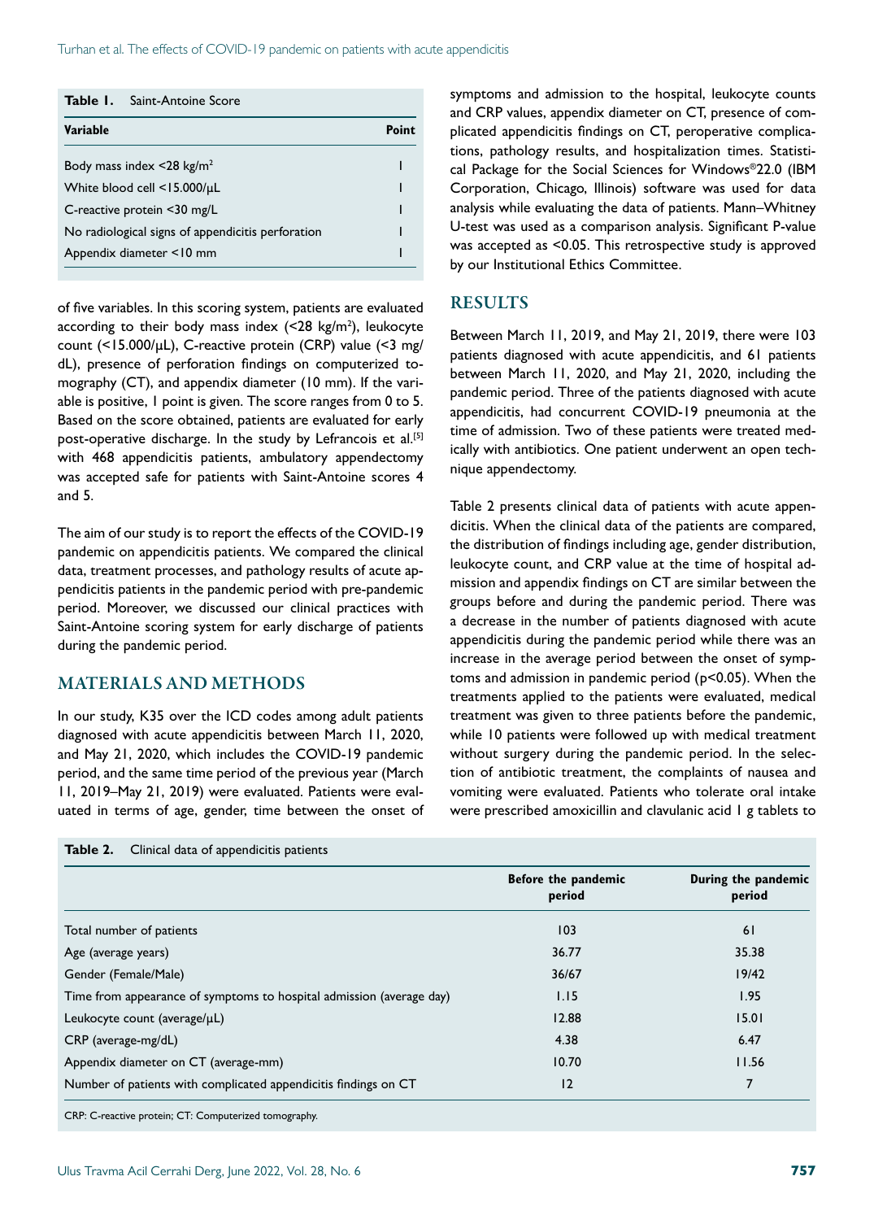**Table 1.** Saint-Antoine Score

| Variable | Point |
|---|---|
| Body mass index <28 kg/m$^2$ | 1 |
| White blood cell <15.000/μL | 1 |
| C-reactive protein <30 mg/L | 1 |
| No radiological signs of appendicitis perforation | 1 |
| Appendix diameter <10 mm | 1 |

of five variables. In this scoring system, patients are evaluated according to their body mass index (<28 kg/m$^2$), leukocyte count (<15.000/μL), C-reactive protein (CRP) value (<3 mg/dL), presence of perforation findings on computerized tomography (CT), and appendix diameter (10 mm). If the variable is positive, 1 point is given. The score ranges from 0 to 5. Based on the score obtained, patients are evaluated for early post-operative discharge. In the study by Lefrancois et al.[5] with 468 appendicitis patients, ambulatory appendectomy was accepted safe for patients with Saint-Antoine scores 4 and 5.

The aim of our study is to report the effects of the COVID-19 pandemic on appendicitis patients. We compared the clinical data, treatment processes, and pathology results of acute appendicitis patients in the pandemic period with pre-pandemic period. Moreover, we discussed our clinical practices with Saint-Antoine scoring system for early discharge of patients during the pandemic period.

## MATERIALS AND METHODS

In our study, K35 over the ICD codes among adult patients diagnosed with acute appendicitis between March 11, 2020, and May 21, 2020, which includes the COVID-19 pandemic period, and the same time period of the previous year (March 11, 2019–May 21, 2019) were evaluated. Patients were evaluated in terms of age, gender, time between the onset of symptoms and admission to the hospital, leukocyte counts and CRP values, appendix diameter on CT, presence of complicated appendicitis findings on CT, peroperative complications, pathology results, and hospitalization times. Statistical Package for the Social Sciences for Windows®22.0 (IBM Corporation, Chicago, Illinois) software was used for data analysis while evaluating the data of patients. Mann–Whitney U-test was used as a comparison analysis. Significant P-value was accepted as <0.05. This retrospective study is approved by our Institutional Ethics Committee.

## RESULTS

Between March 11, 2019, and May 21, 2019, there were 103 patients diagnosed with acute appendicitis, and 61 patients between March 11, 2020, and May 21, 2020, including the pandemic period. Three of the patients diagnosed with acute appendicitis, had concurrent COVID-19 pneumonia at the time of admission. Two of these patients were treated medically with antibiotics. One patient underwent an open technique appendectomy.

Table 2 presents clinical data of patients with acute appendicitis. When the clinical data of the patients are compared, the distribution of findings including age, gender distribution, leukocyte count, and CRP value at the time of hospital admission and appendix findings on CT are similar between the groups before and during the pandemic period. There was a decrease in the number of patients diagnosed with acute appendicitis during the pandemic period while there was an increase in the average period between the onset of symptoms and admission in pandemic period ($p<0.05$). When the treatments applied to the patients were evaluated, medical treatment was given to three patients before the pandemic, while 10 patients were followed up with medical treatment without surgery during the pandemic period. In the selection of antibiotic treatment, the complaints of nausea and vomiting were evaluated. Patients who tolerate oral intake were prescribed amoxicillin and clavulanic acid 1 g tablets to

**Table 2.** Clinical data of appendicitis patients

| | Before the pandemic period | During the pandemic period |
|---|---|---|
| Total number of patients | 103 | 61 |
| Age (average years) | 36.77 | 35.38 |
| Gender (Female/Male) | 36/67 | 19/42 |
| Time from appearance of symptoms to hospital admission (average day) | 1.15 | 1.95 |
| Leukocyte count (average/μL) | 12.88 | 15.01 |
| CRP (average-mg/dL) | 4.38 | 6.47 |
| Appendix diameter on CT (average-mm) | 10.70 | 11.56 |
| Number of patients with complicated appendicitis findings on CT | 12 | 7 |

CRP: C-reactive protein; CT: Computerized tomography.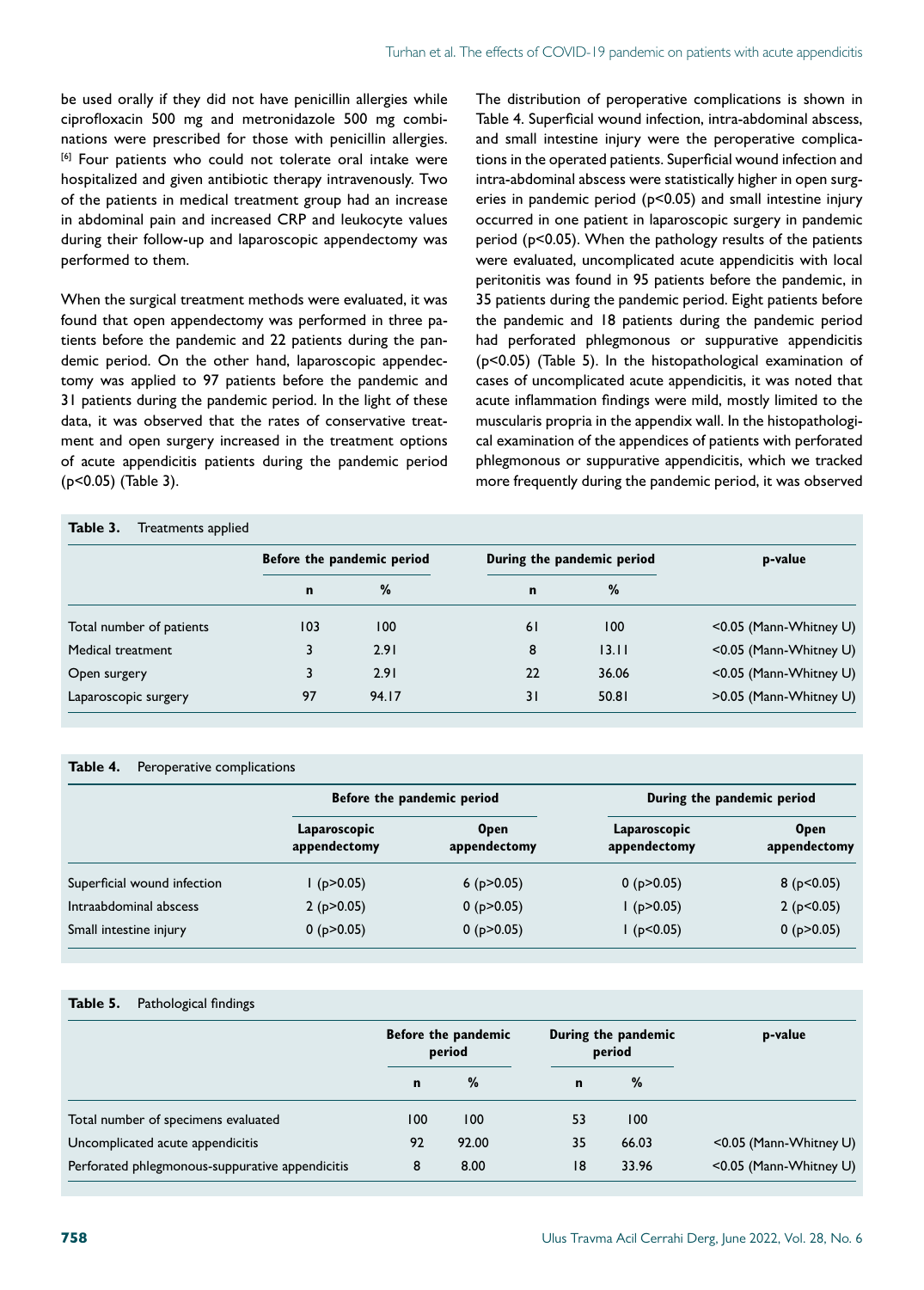be used orally if they did not have penicillin allergies while ciprofloxacin 500 mg and metronidazole 500 mg combinations were prescribed for those with penicillin allergies.[6] Four patients who could not tolerate oral intake were hospitalized and given antibiotic therapy intravenously. Two of the patients in medical treatment group had an increase in abdominal pain and increased CRP and leukocyte values during their follow-up and laparoscopic appendectomy was performed to them.

When the surgical treatment methods were evaluated, it was found that open appendectomy was performed in three patients before the pandemic and 22 patients during the pandemic period. On the other hand, laparoscopic appendectomy was applied to 97 patients before the pandemic and 31 patients during the pandemic period. In the light of these data, it was observed that the rates of conservative treatment and open surgery increased in the treatment options of acute appendicitis patients during the pandemic period ($p<0.05$) (Table 3).

The distribution of peroperative complications is shown in Table 4. Superficial wound infection, intra-abdominal abscess, and small intestine injury were the peroperative complications in the operated patients. Superficial wound infection and intra-abdominal abscess were statistically higher in open surgeries in pandemic period ($p<0.05$) and small intestine injury occurred in one patient in laparoscopic surgery in pandemic period ($p<0.05$). When the pathology results of the patients were evaluated, uncomplicated acute appendicitis with local peritonitis was found in 95 patients before the pandemic, in 35 patients during the pandemic period. Eight patients before the pandemic and 18 patients during the pandemic period had perforated phlegmonous or suppurative appendicitis ($p<0.05$) (Table 5). In the histopathological examination of cases of uncomplicated acute appendicitis, it was noted that acute inflammation findings were mild, mostly limited to the muscularis propria in the appendix wall. In the histopathological examination of the appendices of patients with perforated phlegmonous or suppurative appendicitis, which we tracked more frequently during the pandemic period, it was observed

**Table 3.** Treatments applied

| | Before the pandemic period | | During the pandemic period | | p-value |
|---|---|---|---|---|---|
| | n | % | n | % | |
| Total number of patients | 103 | 100 | 61 | 100 | <0.05 (Mann-Whitney U) |
| Medical treatment | 3 | 2.91 | 8 | 13.11 | <0.05 (Mann-Whitney U) |
| Open surgery | 3 | 2.91 | 22 | 36.06 | <0.05 (Mann-Whitney U) |
| Laparoscopic surgery | 97 | 94.17 | 31 | 50.81 | >0.05 (Mann-Whitney U) |

**Table 4.** Peroperative complications

| | Before the pandemic period | | During the pandemic period | |
|---|---|---|---|---|
| | Laparoscopic appendectomy | Open appendectomy | Laparoscopic appendectomy | Open appendectomy |
| Superficial wound infection | 1 (p>0.05) | 6 (p>0.05) | 0 (p>0.05) | 8 (p<0.05) |
| Intraabdominal abscess | 2 (p>0.05) | 0 (p>0.05) | 1 (p>0.05) | 2 (p<0.05) |
| Small intestine injury | 0 (p>0.05) | 0 (p>0.05) | 1 (p<0.05) | 0 (p>0.05) |

**Table 5.** Pathological findings

| | Before the pandemic period | | During the pandemic period | | p-value |
|---|---|---|---|---|---|
| | n | % | n | % | |
| Total number of specimens evaluated | 100 | 100 | 53 | 100 | |
| Uncomplicated acute appendicitis | 92 | 92.00 | 35 | 66.03 | <0.05 (Mann-Whitney U) |
| Perforated phlegmonous-suppurative appendicitis | 8 | 8.00 | 18 | 33.96 | <0.05 (Mann-Whitney U) |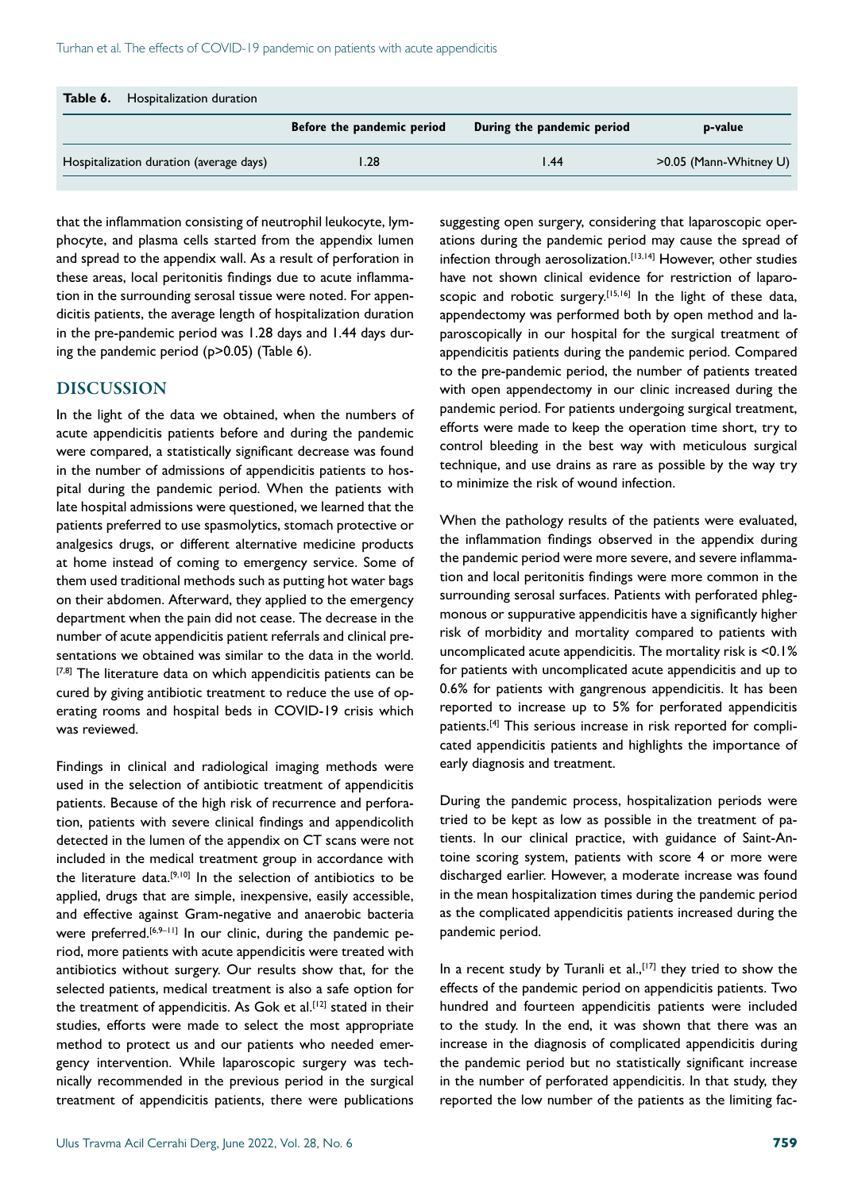**Table 6.** Hospitalization duration

| | Before the pandemic period | During the pandemic period | p-value |
|---|---|---|---|
| Hospitalization duration (average days) | 1.28 | 1.44 | >0.05 (Mann-Whitney U) |

that the inflammation consisting of neutrophil leukocyte, lymphocyte, and plasma cells started from the appendix lumen and spread to the appendix wall. As a result of perforation in these areas, local peritonitis findings due to acute inflammation in the surrounding serosal tissue were noted. For appendicitis patients, the average length of hospitalization duration in the pre-pandemic period was 1.28 days and 1.44 days during the pandemic period (p>0.05) (Table 6).

## DISCUSSION

In the light of the data we obtained, when the numbers of acute appendicitis patients before and during the pandemic were compared, a statistically significant decrease was found in the number of admissions of appendicitis patients to hospital during the pandemic period. When the patients with late hospital admissions were questioned, we learned that the patients preferred to use spasmolytics, stomach protective or analgesics drugs, or different alternative medicine products at home instead of coming to emergency service. Some of them used traditional methods such as putting hot water bags on their abdomen. Afterward, they applied to the emergency department when the pain did not cease. The decrease in the number of acute appendicitis patient referrals and clinical presentations we obtained was similar to the data in the world.[7,8] The literature data on which appendicitis patients can be cured by giving antibiotic treatment to reduce the use of operating rooms and hospital beds in COVID-19 crisis which was reviewed.

Findings in clinical and radiological imaging methods were used in the selection of antibiotic treatment of appendicitis patients. Because of the high risk of recurrence and perforation, patients with severe clinical findings and appendicolith detected in the lumen of the appendix on CT scans were not included in the medical treatment group in accordance with the literature data.[9,10] In the selection of antibiotics to be applied, drugs that are simple, inexpensive, easily accessible, and effective against Gram-negative and anaerobic bacteria were preferred.[6,9–11] In our clinic, during the pandemic period, more patients with acute appendicitis were treated with antibiotics without surgery. Our results show that, for the selected patients, medical treatment is also a safe option for the treatment of appendicitis. As Gok et al.[12] stated in their studies, efforts were made to select the most appropriate method to protect us and our patients who needed emergency intervention. While laparoscopic surgery was technically recommended in the previous period in the surgical treatment of appendicitis patients, there were publications suggesting open surgery, considering that laparoscopic operations during the pandemic period may cause the spread of infection through aerosolization.[13,14] However, other studies have not shown clinical evidence for restriction of laparoscopic and robotic surgery.[15,16] In the light of these data, appendectomy was performed both by open method and laparoscopically in our hospital for the surgical treatment of appendicitis patients during the pandemic period. Compared to the pre-pandemic period, the number of patients treated with open appendectomy in our clinic increased during the pandemic period. For patients undergoing surgical treatment, efforts were made to keep the operation time short, try to control bleeding in the best way with meticulous surgical technique, and use drains as rare as possible by the way try to minimize the risk of wound infection.

When the pathology results of the patients were evaluated, the inflammation findings observed in the appendix during the pandemic period were more severe, and severe inflammation and local peritonitis findings were more common in the surrounding serosal surfaces. Patients with perforated phlegmonous or suppurative appendicitis have a significantly higher risk of morbidity and mortality compared to patients with uncomplicated acute appendicitis. The mortality risk is <0.1% for patients with uncomplicated acute appendicitis and up to 0.6% for patients with gangrenous appendicitis. It has been reported to increase up to 5% for perforated appendicitis patients.[4] This serious increase in risk reported for complicated appendicitis patients and highlights the importance of early diagnosis and treatment.

During the pandemic process, hospitalization periods were tried to be kept as low as possible in the treatment of patients. In our clinical practice, with guidance of Saint-Antoine scoring system, patients with score 4 or more were discharged earlier. However, a moderate increase was found in the mean hospitalization times during the pandemic period as the complicated appendicitis patients increased during the pandemic period.

In a recent study by Turanli et al.,[17] they tried to show the effects of the pandemic period on appendicitis patients. Two hundred and fourteen appendicitis patients were included to the study. In the end, it was shown that there was an increase in the diagnosis of complicated appendicitis during the pandemic period but no statistically significant increase in the number of perforated appendicitis. In that study, they reported the low number of the patients as the limiting fac-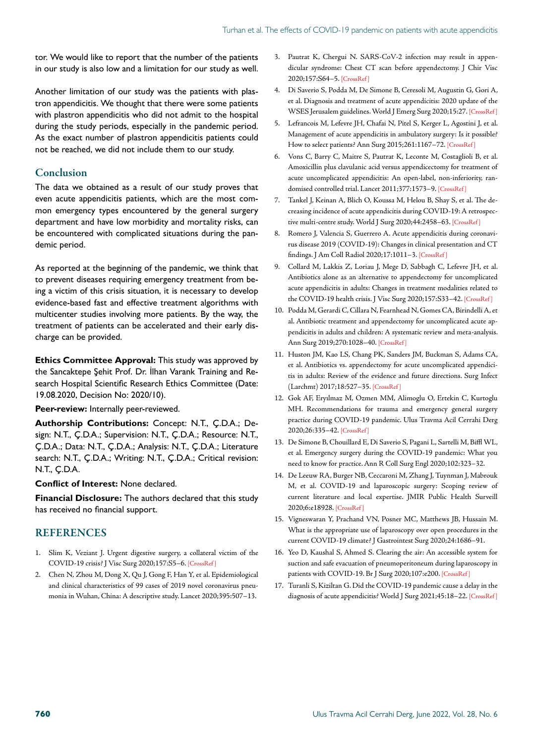tor. We would like to report that the number of the patients in our study is also low and a limitation for our study as well.

Another limitation of our study was the patients with plastron appendicitis. We thought that there were some patients with plastron appendicitis who did not admit to the hospital during the study periods, especially in the pandemic period. As the exact number of plastron appendicitis patients could not be reached, we did not include them to our study.

## Conclusion

The data we obtained as a result of our study proves that even acute appendicitis patients, which are the most common emergency types encountered by the general surgery department and have low morbidity and mortality risks, can be encountered with complicated situations during the pandemic period.

As reported at the beginning of the pandemic, we think that to prevent diseases requiring emergency treatment from being a victim of this crisis situation, it is necessary to develop evidence-based fast and effective treatment algorithms with multicenter studies involving more patients. By the way, the treatment of patients can be accelerated and their early discharge can be provided.

**Ethics Committee Approval:** This study was approved by the Sancaktepe Şehit Prof. Dr. İlhan Varank Training and Research Hospital Scientific Research Ethics Committee (Date: 19.08.2020, Decision No: 2020/10).

**Peer-review:** Internally peer-reviewed.

**Authorship Contributions:** Concept: N.T., Ç.D.A.; Design: N.T., Ç.D.A.; Supervision: N.T., Ç.D.A.; Resource: N.T., Ç.D.A.; Data: N.T., Ç.D.A.; Analysis: N.T., Ç.D.A.; Literature search: N.T., Ç.D.A.; Writing: N.T., Ç.D.A.; Critical revision: N.T., Ç.D.A.

**Conflict of Interest:** None declared.

**Financial Disclosure:** The authors declared that this study has received no financial support.

## REFERENCES

1. Slim K, Veziant J. Urgent digestive surgery, a collateral victim of the COVID-19 crisis? J Visc Surg 2020;157:S5–6. [CrossRef]
2. Chen N, Zhou M, Dong X, Qu J, Gong F, Han Y, et al. Epidemiological and clinical characteristics of 99 cases of 2019 novel coronavirus pneumonia in Wuhan, China: A descriptive study. Lancet 2020;395:507–13.
3. Pautrat K, Chergui N. SARS-CoV-2 infection may result in appendicular syndrome: Chest CT scan before appendectomy. J Chir Visc 2020;157:S64–5. [CrossRef]
4. Di Saverio S, Podda M, De Simone B, Ceresoli M, Augustin G, Gori A, et al. Diagnosis and treatment of acute appendicitis: 2020 update of the WSES Jerusalem guidelines. World J Emerg Surg 2020;15:27. [CrossRef]
5. Lefrancois M, Lefevre JH, Chafai N, Pitel S, Kerger L, Agostini J, et al. Management of acute appendicitis in ambulatory surgery: Is it possible? How to select patients? Ann Surg 2015;261:1167–72. [CrossRef]
6. Vons C, Barry C, Maitre S, Pautrat K, Leconte M, Costaglioli B, et al. Amoxicillin plus clavulanic acid versus appendicectomy for treatment of acute uncomplicated appendicitis: An open-label, non-inferiority, randomised controlled trial. Lancet 2011;377:1573–9. [CrossRef]
7. Tankel J, Keinan A, Blich O, Koussa M, Helou B, Shay S, et al. The decreasing incidence of acute appendicitis during COVID-19: A retrospective multi-centre study. World J Surg 2020;44:2458–63. [CrossRef]
8. Romero J, Valencia S, Guerrero A. Acute appendicitis during coronavirus disease 2019 (COVID-19): Changes in clinical presentation and CT findings. J Am Coll Radiol 2020;17:1011–3. [CrossRef]
9. Collard M, Lakkis Z, Loriau J, Mege D, Sabbagh C, Lefevre JH, et al. Antibiotics alone as an alternative to appendectomy for uncomplicated acute appendicitis in adults: Changes in treatment modalities related to the COVID-19 health crisis. J Visc Surg 2020;157:S33–42. [CrossRef]
10. Podda M, Gerardi C, Cillara N, Fearnhead N, Gomes CA, Birindelli A, et al. Antibiotic treatment and appendectomy for uncomplicated acute appendicitis in adults and children: A systematic review and meta-analysis. Ann Surg 2019;270:1028–40. [CrossRef]
11. Huston JM, Kao LS, Chang PK, Sanders JM, Buckman S, Adams CA, et al. Antibiotics vs. appendectomy for acute uncomplicated appendicitis in adults: Review of the evidence and future directions. Surg Infect (Larchmt) 2017;18:527–35. [CrossRef]
12. Gok AF, Eryılmaz M, Ozmen MM, Alimoglu O, Ertekin C, Kurtoglu MH. Recommendations for trauma and emergency general surgery practice during COVID-19 pandemic. Ulus Travma Acil Cerrahi Derg 2020;26:335–42. [CrossRef]
13. De Simone B, Chouillard E, Di Saverio S, Pagani L, Sartelli M, Biffl WL, et al. Emergency surgery during the COVID-19 pandemic: What you need to know for practice. Ann R Coll Surg Engl 2020;102:323–32.
14. De Leeuw RA, Burger NB, Ceccaroni M, Zhang J, Tuynman J, Mabrouk M, et al. COVID-19 and laparoscopic surgery: Scoping review of current literature and local expertise. JMIR Public Health Surveill 2020;6:e18928. [CrossRef]
15. Vigneswaran Y, Prachand VN, Posner MC, Matthews JB, Hussain M. What is the appropriate use of laparoscopy over open procedures in the current COVID-19 climate? J Gastrointest Surg 2020;24:1686–91.
16. Yeo D, Kaushal S, Ahmed S. Clearing the air: An accessible system for suction and safe evacuation of pneumoperitoneum during laparoscopy in patients with COVID-19. Br J Surg 2020;107:e200. [CrossRef]
17. Turanli S, Kiziltan G. Did the COVID-19 pandemic cause a delay in the diagnosis of acute appendicitis? World J Surg 2021;45:18–22. [CrossRef]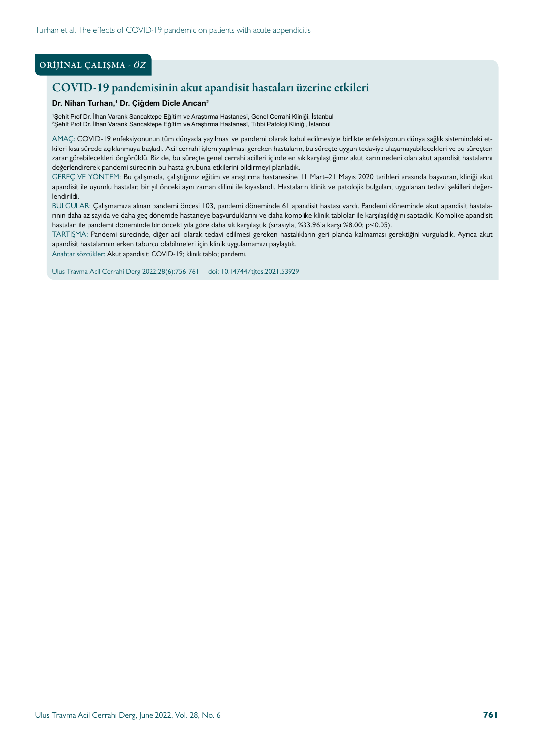ORİJİNAL ÇALIŞMA - *ÖZ*

# COVID-19 pandemisinin akut apandisit hastaları üzerine etkileri

**Dr. Nihan Turhan,[1] Dr. Çiğdem Dicle Arıcan[2]**

[1]Şehit Prof Dr. İlhan Varank Sancaktepe Eğitim ve Araştırma Hastanesi, Genel Cerrahi Kliniği, İstanbul
[2]Şehit Prof Dr. İlhan Varank Sancaktepe Eğitim ve Araştırma Hastanesi, Tıbbi Patoloji Kliniği, İstanbul

AMAÇ: COVID-19 enfeksiyonunun tüm dünyada yayılması ve pandemi olarak kabul edilmesiyle birlikte enfeksiyonun dünya sağlık sistemindeki etkileri kısa sürede açıklanmaya başladı. Acil cerrahi işlem yapılması gereken hastaların, bu süreçte uygun tedaviye ulaşamayabilecekleri ve bu süreçten zarar görebilecekleri öngörüldü. Biz de, bu süreçte genel cerrahi acilleri içinde en sık karşılaştığımız akut karın nedeni olan akut apandisit hastalarını değerlendirerek pandemi sürecinin bu hasta grubuna etkilerini bildirmeyi planladık.

GEREÇ VE YÖNTEM: Bu çalışmada, çalıştığımız eğitim ve araştırma hastanesine 11 Mart–21 Mayıs 2020 tarihleri arasında başvuran, kliniği akut apandisit ile uyumlu hastalar, bir yıl önceki aynı zaman dilimi ile kıyaslandı. Hastaların klinik ve patolojik bulguları, uygulanan tedavi şekilleri değerlendirildi.

BULGULAR: Çalışmamıza alınan pandemi öncesi 103, pandemi döneminde 61 apandisit hastası vardı. Pandemi döneminde akut apandisit hastalarının daha az sayıda ve daha geç dönemde hastaneye başvurduklarını ve daha komplike klinik tablolar ile karşılaşıldığını saptadık. Komplike apandisit hastaları ile pandemi döneminde bir önceki yıla göre daha sık karşılaştık (sırasıyla, %33.96'a karşı %8.00; $p<0.05$).

TARTIŞMA: Pandemi sürecinde, diğer acil olarak tedavi edilmesi gereken hastalıkların geri planda kalmaması gerektiğini vurguladık. Ayrıca akut apandisit hastalarının erken taburcu olabilmeleri için klinik uygulamamızı paylaştık.

Anahtar sözcükler: Akut apandisit; COVID-19; klinik tablo; pandemi.

Ulus Travma Acil Cerrahi Derg 2022;28(6):756-761 doi: 10.14744/tjtes.2021.53929